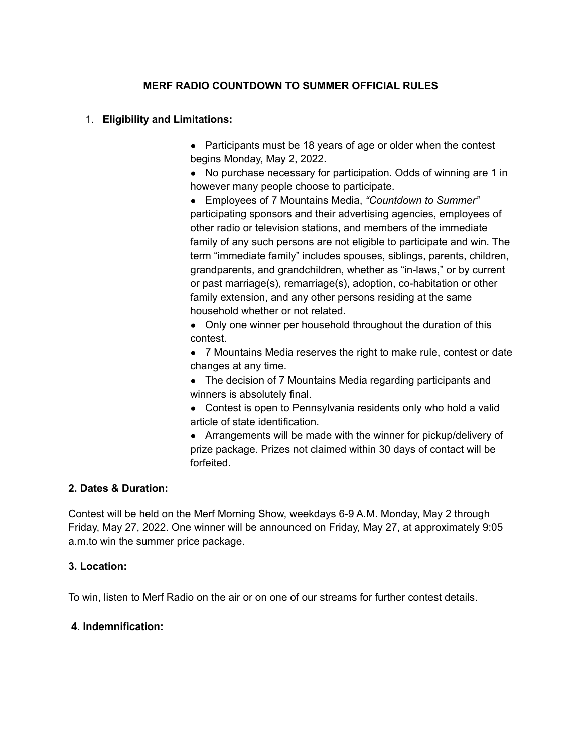# MERF RADIO COUNTDOWN TO SUMMER OFFICIAL RULES

1. **Eligibility and Limitations:**

- Participants must be 18 years of age or older when the contest begins Monday, May 2, 2022.
- No purchase necessary for participation. Odds of winning are 1 in however many people choose to participate.
- Employees of 7 Mountains Media, *"Countdown to Summer"* participating sponsors and their advertising agencies, employees of other radio or television stations, and members of the immediate family of any such persons are not eligible to participate and win. The term "immediate family" includes spouses, siblings, parents, children, grandparents, and grandchildren, whether as "in-laws," or by current or past marriage(s), remarriage(s), adoption, co-habitation or other family extension, and any other persons residing at the same household whether or not related.
- Only one winner per household throughout the duration of this contest.
- 7 Mountains Media reserves the right to make rule, contest or date changes at any time.
- The decision of 7 Mountains Media regarding participants and winners is absolutely final.
- Contest is open to Pennsylvania residents only who hold a valid article of state identification.
- Arrangements will be made with the winner for pickup/delivery of prize package. Prizes not claimed within 30 days of contact will be forfeited.

**2. Dates & Duration:**

Contest will be held on the Merf Morning Show, weekdays 6-9 A.M. Monday, May 2 through Friday, May 27, 2022. One winner will be announced on Friday, May 27, at approximately 9:05 a.m.to win the summer price package.

**3. Location:**

To win, listen to Merf Radio on the air or on one of our streams for further contest details.

**4. Indemnification:**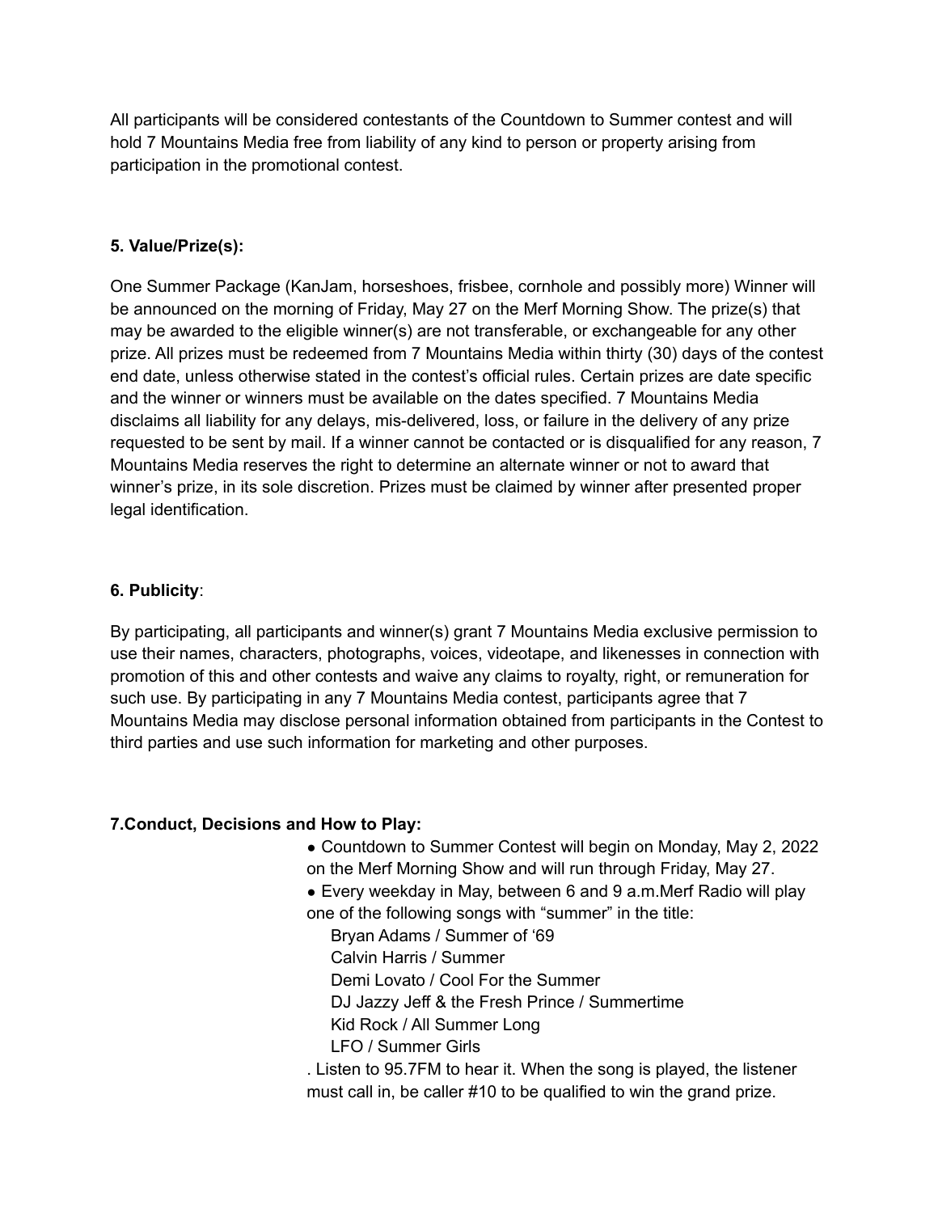All participants will be considered contestants of the Countdown to Summer contest and will hold 7 Mountains Media free from liability of any kind to person or property arising from participation in the promotional contest.

**5. Value/Prize(s):**

One Summer Package (KanJam, horseshoes, frisbee, cornhole and possibly more) Winner will be announced on the morning of Friday, May 27 on the Merf Morning Show. The prize(s) that may be awarded to the eligible winner(s) are not transferable, or exchangeable for any other prize. All prizes must be redeemed from 7 Mountains Media within thirty (30) days of the contest end date, unless otherwise stated in the contest's official rules. Certain prizes are date specific and the winner or winners must be available on the dates specified. 7 Mountains Media disclaims all liability for any delays, mis-delivered, loss, or failure in the delivery of any prize requested to be sent by mail. If a winner cannot be contacted or is disqualified for any reason, 7 Mountains Media reserves the right to determine an alternate winner or not to award that winner's prize, in its sole discretion. Prizes must be claimed by winner after presented proper legal identification.

**6. Publicity**:

By participating, all participants and winner(s) grant 7 Mountains Media exclusive permission to use their names, characters, photographs, voices, videotape, and likenesses in connection with promotion of this and other contests and waive any claims to royalty, right, or remuneration for such use. By participating in any 7 Mountains Media contest, participants agree that 7 Mountains Media may disclose personal information obtained from participants in the Contest to third parties and use such information for marketing and other purposes.

**7.Conduct, Decisions and How to Play:**

- Countdown to Summer Contest will begin on Monday, May 2, 2022 on the Merf Morning Show and will run through Friday, May 27.
- Every weekday in May, between 6 and 9 a.m.Merf Radio will play one of the following songs with "summer" in the title:
  - Bryan Adams / Summer of '69
  - Calvin Harris / Summer
  - Demi Lovato / Cool For the Summer
  - DJ Jazzy Jeff & the Fresh Prince / Summertime
  - Kid Rock / All Summer Long
  - LFO / Summer Girls

  . Listen to 95.7FM to hear it. When the song is played, the listener must call in, be caller #10 to be qualified to win the grand prize.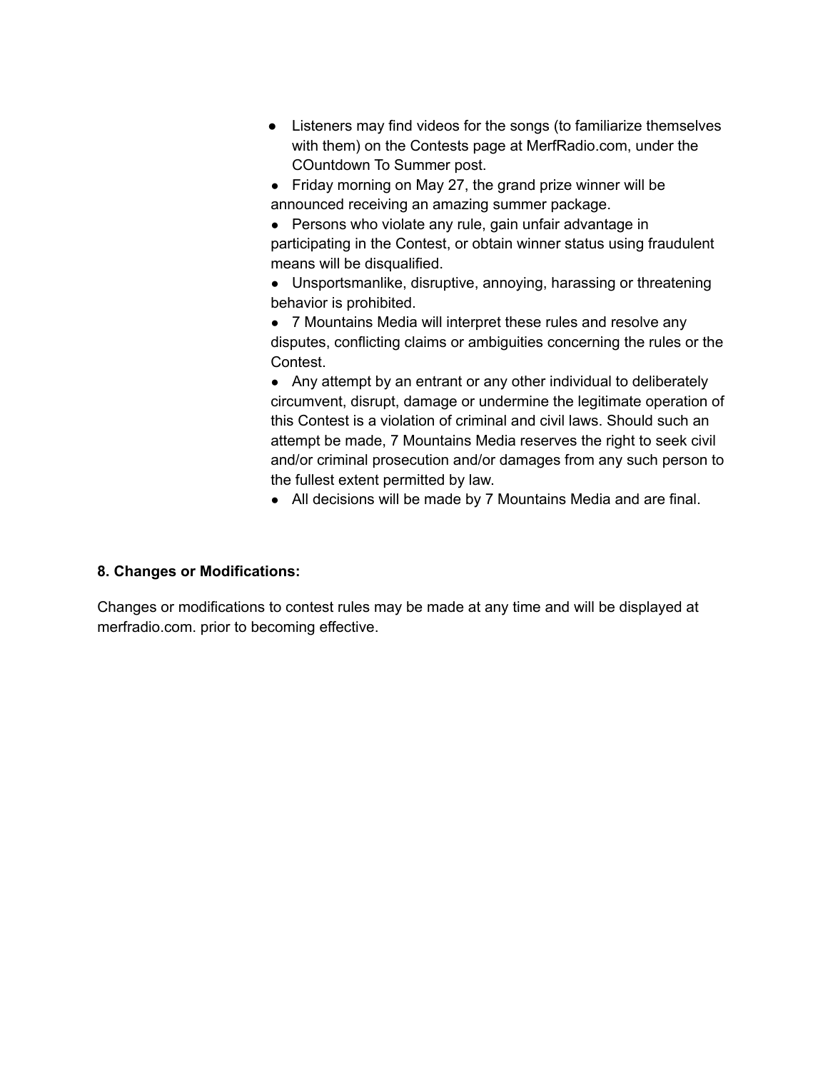- Listeners may find videos for the songs (to familiarize themselves with them) on the Contests page at MerfRadio.com, under the COuntdown To Summer post.
- Friday morning on May 27, the grand prize winner will be announced receiving an amazing summer package.
- Persons who violate any rule, gain unfair advantage in participating in the Contest, or obtain winner status using fraudulent means will be disqualified.
- Unsportsmanlike, disruptive, annoying, harassing or threatening behavior is prohibited.
- 7 Mountains Media will interpret these rules and resolve any disputes, conflicting claims or ambiguities concerning the rules or the Contest.
- Any attempt by an entrant or any other individual to deliberately circumvent, disrupt, damage or undermine the legitimate operation of this Contest is a violation of criminal and civil laws. Should such an attempt be made, 7 Mountains Media reserves the right to seek civil and/or criminal prosecution and/or damages from any such person to the fullest extent permitted by law.
- All decisions will be made by 7 Mountains Media and are final.

**8. Changes or Modifications:**

Changes or modifications to contest rules may be made at any time and will be displayed at merfradio.com. prior to becoming effective.